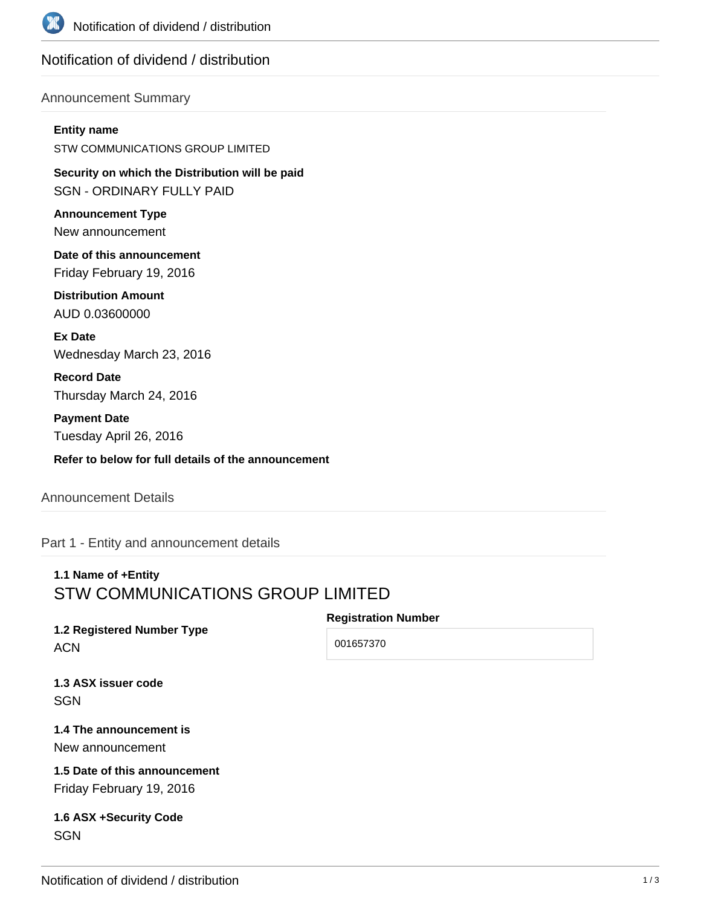# Notification of dividend / distribution

## Announcement Summary

**Entity name**

STW COMMUNICATIONS GROUP LIMITED

**Security on which the Distribution will be paid**

SGN - ORDINARY FULLY PAID

**Announcement Type**

New announcement

**Date of this announcement**

Friday February 19, 2016

**Distribution Amount**

AUD 0.03600000

**Ex Date**

Wednesday March 23, 2016

**Record Date**

Thursday March 24, 2016

**Payment Date**

Tuesday April 26, 2016

**Refer to below for full details of the announcement**

## Announcement Details

### Part 1 - Entity and announcement details

**1.1 Name of +Entity**

STW COMMUNICATIONS GROUP LIMITED

**1.2 Registered Number Type**

ACN

**Registration Number**

001657370

**1.3 ASX issuer code**

SGN

**1.4 The announcement is**

New announcement

**1.5 Date of this announcement**

Friday February 19, 2016

**1.6 ASX +Security Code**

SGN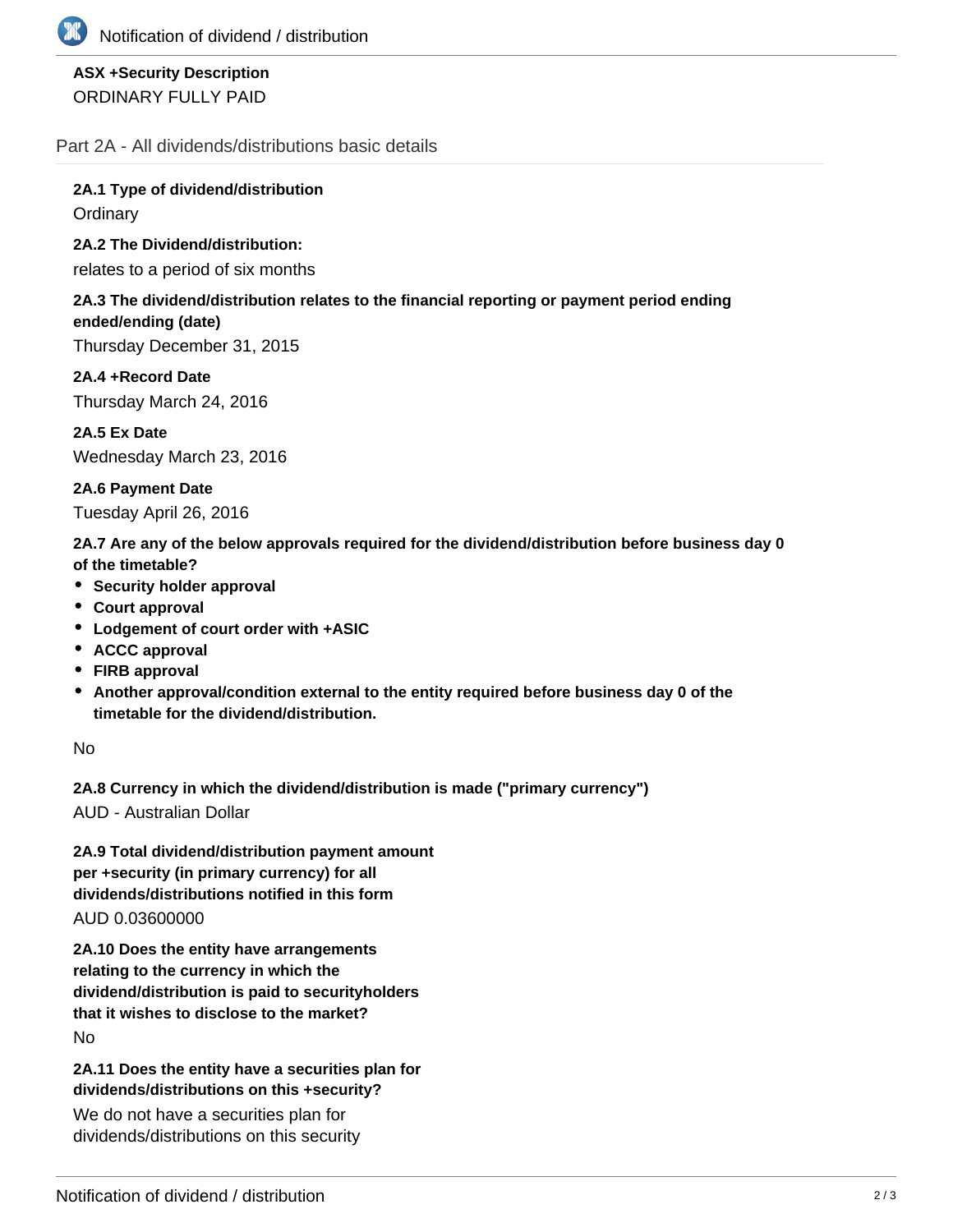**ASX +Security Description**

ORDINARY FULLY PAID

## Part 2A - All dividends/distributions basic details

**2A.1 Type of dividend/distribution**

Ordinary

**2A.2 The Dividend/distribution:**

relates to a period of six months

**2A.3 The dividend/distribution relates to the financial reporting or payment period ending ended/ending (date)**

Thursday December 31, 2015

**2A.4 +Record Date**

Thursday March 24, 2016

**2A.5 Ex Date**

Wednesday March 23, 2016

**2A.6 Payment Date**

Tuesday April 26, 2016

**2A.7 Are any of the below approvals required for the dividend/distribution before business day 0 of the timetable?**

- **Security holder approval**
- **Court approval**
- **Lodgement of court order with +ASIC**
- **ACCC approval**
- **FIRB approval**
- **Another approval/condition external to the entity required before business day 0 of the timetable for the dividend/distribution.**

No

**2A.8 Currency in which the dividend/distribution is made ("primary currency")**

AUD - Australian Dollar

**2A.9 Total dividend/distribution payment amount per +security (in primary currency) for all dividends/distributions notified in this form**

AUD 0.03600000

**2A.10 Does the entity have arrangements relating to the currency in which the dividend/distribution is paid to securityholders that it wishes to disclose to the market?**

No

**2A.11 Does the entity have a securities plan for dividends/distributions on this +security?**

We do not have a securities plan for dividends/distributions on this security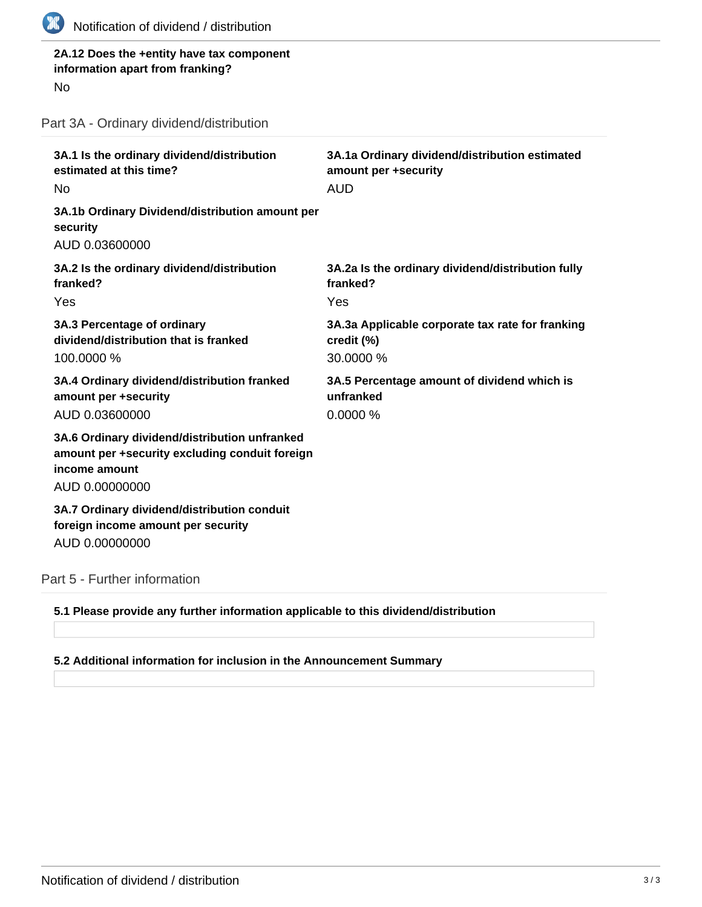**2A.12 Does the +entity have tax component information apart from franking?**

No

## Part 3A - Ordinary dividend/distribution

**3A.1 Is the ordinary dividend/distribution estimated at this time?**

No

**3A.1a Ordinary dividend/distribution estimated amount per +security**

AUD

**3A.1b Ordinary Dividend/distribution amount per security**

AUD 0.03600000

**3A.2 Is the ordinary dividend/distribution franked?**

Yes

**3A.2a Is the ordinary dividend/distribution fully franked?**

Yes

**3A.3 Percentage of ordinary dividend/distribution that is franked**

100.0000 %

**3A.3a Applicable corporate tax rate for franking credit (%)**

30.0000 %

**3A.4 Ordinary dividend/distribution franked amount per +security**

AUD 0.03600000

**3A.5 Percentage amount of dividend which is unfranked**

0.0000 %

**3A.6 Ordinary dividend/distribution unfranked amount per +security excluding conduit foreign income amount**

AUD 0.00000000

**3A.7 Ordinary dividend/distribution conduit foreign income amount per security**

AUD 0.00000000

## Part 5 - Further information

**5.1 Please provide any further information applicable to this dividend/distribution**

**5.2 Additional information for inclusion in the Announcement Summary**